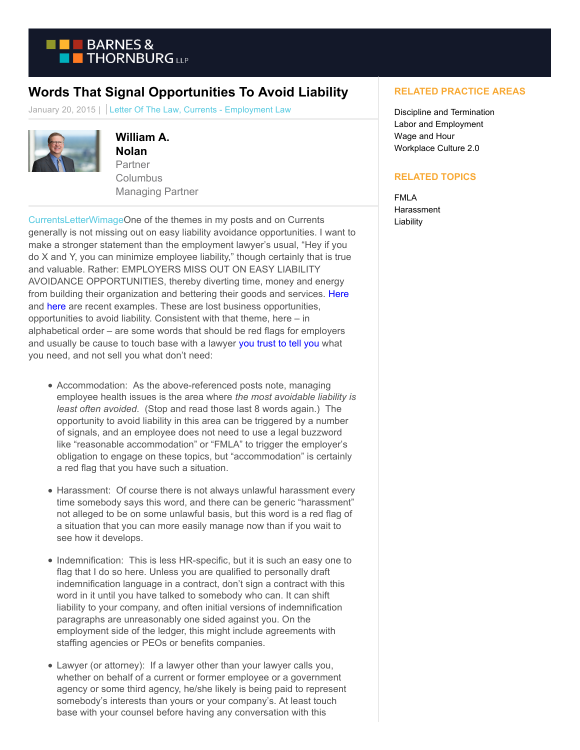BARNES & THORNBURG LLP

# Words That Signal Opportunities To Avoid Liability

January 20, 2015 | Letter Of The Law, Currents - Employment Law

**William A. Nolan**
Partner
Columbus
Managing Partner

CurrentsLetterWimageOne of the themes in my posts and on Currents generally is not missing out on easy liability avoidance opportunities. I want to make a stronger statement than the employment lawyer's usual, "Hey if you do X and Y, you can minimize employee liability," though certainly that is true and valuable. Rather: EMPLOYERS MISS OUT ON EASY LIABILITY AVOIDANCE OPPORTUNITIES, thereby diverting time, money and energy from building their organization and bettering their goods and services. Here and here are recent examples. These are lost business opportunities, opportunities to avoid liability. Consistent with that theme, here – in alphabetical order – are some words that should be red flags for employers and usually be cause to touch base with a lawyer you trust to tell you what you need, and not sell you what don't need:

- Accommodation: As the above-referenced posts note, managing employee health issues is the area where *the most avoidable liability is least often avoided*. (Stop and read those last 8 words again.) The opportunity to avoid liability in this area can be triggered by a number of signals, and an employee does not need to use a legal buzzword like "reasonable accommodation" or "FMLA" to trigger the employer's obligation to engage on these topics, but "accommodation" is certainly a red flag that you have such a situation.

- Harassment: Of course there is not always unlawful harassment every time somebody says this word, and there can be generic "harassment" not alleged to be on some unlawful basis, but this word is a red flag of a situation that you can more easily manage now than if you wait to see how it develops.

- Indemnification: This is less HR-specific, but it is such an easy one to flag that I do so here. Unless you are qualified to personally draft indemnification language in a contract, don't sign a contract with this word in it until you have talked to somebody who can. It can shift liability to your company, and often initial versions of indemnification paragraphs are unreasonably one sided against you. On the employment side of the ledger, this might include agreements with staffing agencies or PEOs or benefits companies.

- Lawyer (or attorney): If a lawyer other than your lawyer calls you, whether on behalf of a current or former employee or a government agency or some third agency, he/she likely is being paid to represent somebody's interests than yours or your company's. At least touch base with your counsel before having any conversation with this

## RELATED PRACTICE AREAS

Discipline and Termination
Labor and Employment
Wage and Hour
Workplace Culture 2.0

## RELATED TOPICS

FMLA
Harassment
Liability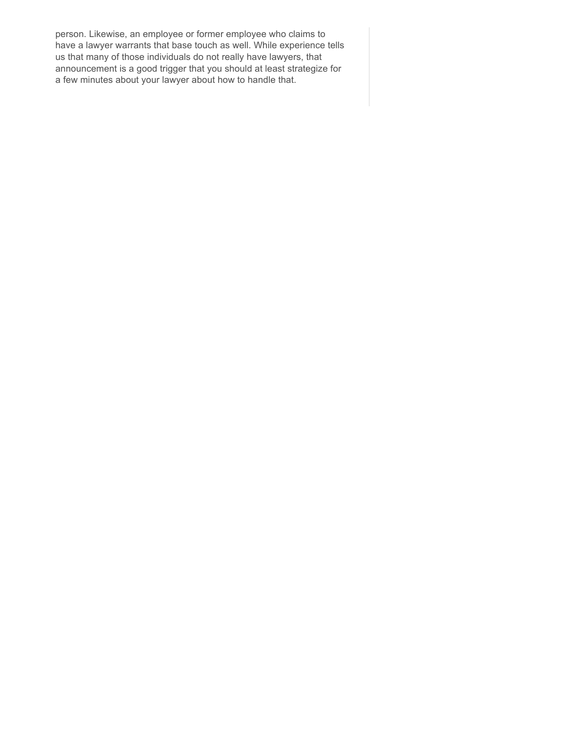person. Likewise, an employee or former employee who claims to have a lawyer warrants that base touch as well. While experience tells us that many of those individuals do not really have lawyers, that announcement is a good trigger that you should at least strategize for a few minutes about your lawyer about how to handle that.